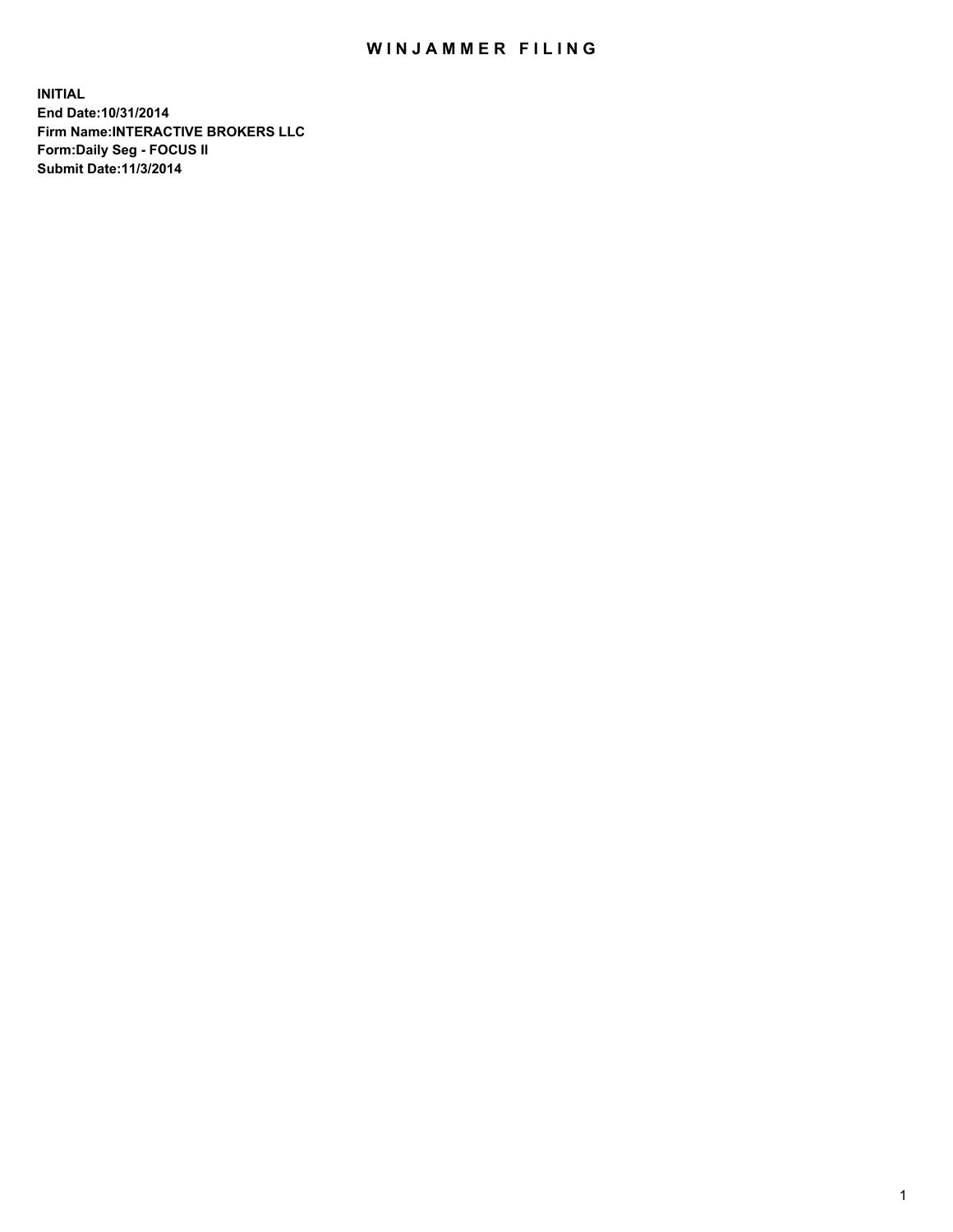# WINJAMMER FILING

**INITIAL**
**End Date:10/31/2014**
**Firm Name:INTERACTIVE BROKERS LLC**
**Form:Daily Seg - FOCUS II**
**Submit Date:11/3/2014**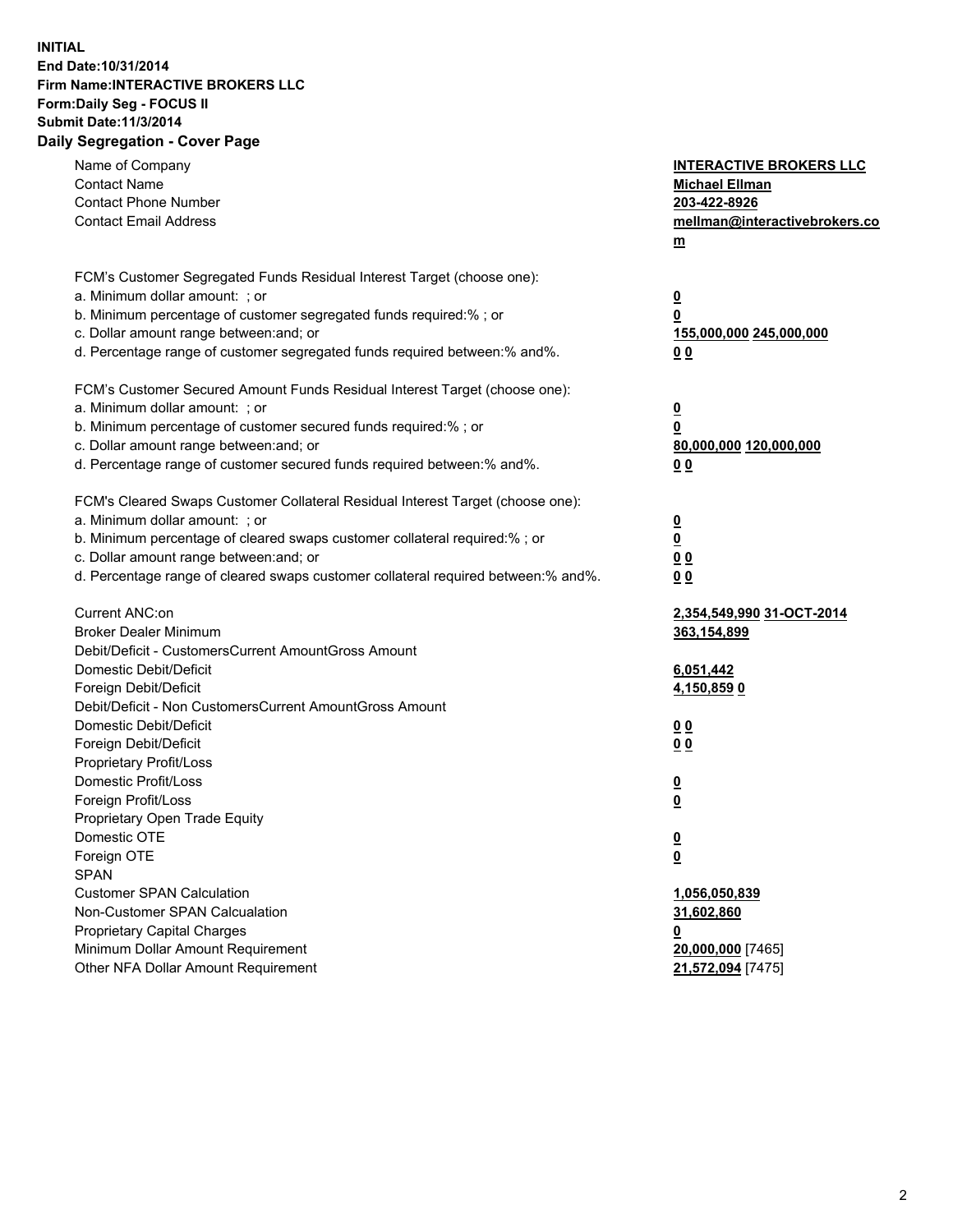**INITIAL**
**End Date:10/31/2014**
**Firm Name:INTERACTIVE BROKERS LLC**
**Form:Daily Seg - FOCUS II**
**Submit Date:11/3/2014**
**Daily Segregation - Cover Page**

| | |
|---|---|
| Name of Company | **INTERACTIVE BROKERS LLC** |
| Contact Name | **Michael Ellman** |
| Contact Phone Number | **203-422-8926** |
| Contact Email Address | **mellman@interactivebrokers.com** |
| FCM's Customer Segregated Funds Residual Interest Target (choose one): | |
| a. Minimum dollar amount: ; or | **0** |
| b. Minimum percentage of customer segregated funds required:% ; or | **0** |
| c. Dollar amount range between:and; or | **155,000,000 245,000,000** |
| d. Percentage range of customer segregated funds required between:% and%. | **0 0** |
| FCM's Customer Secured Amount Funds Residual Interest Target (choose one): | |
| a. Minimum dollar amount: ; or | **0** |
| b. Minimum percentage of customer secured funds required:% ; or | **0** |
| c. Dollar amount range between:and; or | **80,000,000 120,000,000** |
| d. Percentage range of customer secured funds required between:% and%. | **0 0** |
| FCM's Cleared Swaps Customer Collateral Residual Interest Target (choose one): | |
| a. Minimum dollar amount: ; or | **0** |
| b. Minimum percentage of cleared swaps customer collateral required:% ; or | **0** |
| c. Dollar amount range between:and; or | **0 0** |
| d. Percentage range of cleared swaps customer collateral required between:% and%. | **0 0** |
| Current ANC:on | **2,354,549,990 31-OCT-2014** |
| Broker Dealer Minimum | **363,154,899** |
| Debit/Deficit - CustomersCurrent AmountGross Amount | |
| Domestic Debit/Deficit | **6,051,442** |
| Foreign Debit/Deficit | **4,150,859 0** |
| Debit/Deficit - Non CustomersCurrent AmountGross Amount | |
| Domestic Debit/Deficit | **0 0** |
| Foreign Debit/Deficit | **0 0** |
| Proprietary Profit/Loss | |
| Domestic Profit/Loss | **0** |
| Foreign Profit/Loss | **0** |
| Proprietary Open Trade Equity | |
| Domestic OTE | **0** |
| Foreign OTE | **0** |
| SPAN | |
| Customer SPAN Calculation | **1,056,050,839** |
| Non-Customer SPAN Calcualation | **31,602,860** |
| Proprietary Capital Charges | **0** |
| Minimum Dollar Amount Requirement | **20,000,000** [7465] |
| Other NFA Dollar Amount Requirement | **21,572,094** [7475] |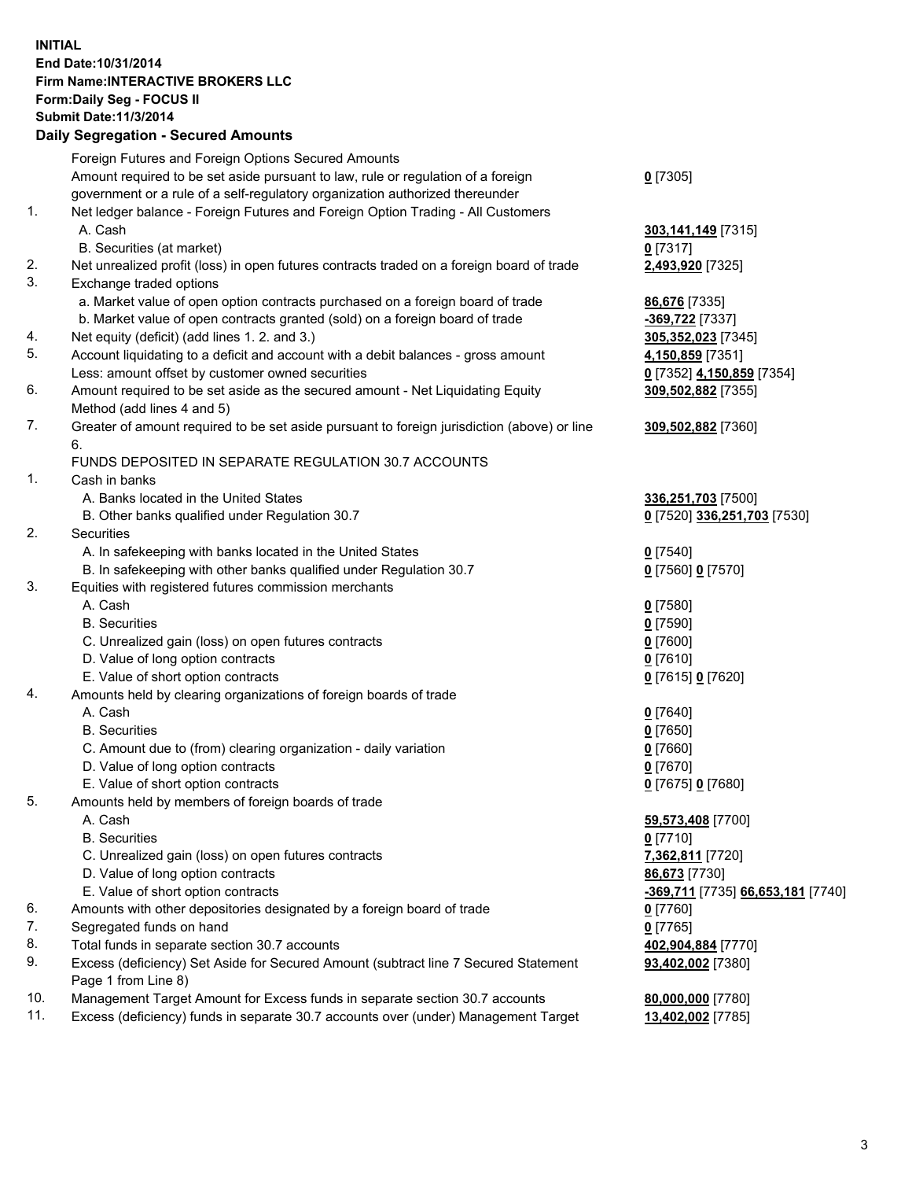**INITIAL**
**End Date:10/31/2014**
**Firm Name:INTERACTIVE BROKERS LLC**
**Form:Daily Seg - FOCUS II**
**Submit Date:11/3/2014**

## Daily Segregation - Secured Amounts

| | | |
|---|---|---|
| | Foreign Futures and Foreign Options Secured Amounts | |
| | Amount required to be set aside pursuant to law, rule or regulation of a foreign government or a rule of a self-regulatory organization authorized thereunder | **0** [7305] |
| 1. | Net ledger balance - Foreign Futures and Foreign Option Trading - All Customers | |
| | A. Cash | **303,141,149** [7315] |
| | B. Securities (at market) | **0** [7317] |
| 2. | Net unrealized profit (loss) in open futures contracts traded on a foreign board of trade | **2,493,920** [7325] |
| 3. | Exchange traded options | |
| | a. Market value of open option contracts purchased on a foreign board of trade | **86,676** [7335] |
| | b. Market value of open contracts granted (sold) on a foreign board of trade | **-369,722** [7337] |
| 4. | Net equity (deficit) (add lines 1. 2. and 3.) | **305,352,023** [7345] |
| 5. | Account liquidating to a deficit and account with a debit balances - gross amount | **4,150,859** [7351] |
| | Less: amount offset by customer owned securities | **0** [7352] **4,150,859** [7354] |
| 6. | Amount required to be set aside as the secured amount - Net Liquidating Equity Method (add lines 4 and 5) | **309,502,882** [7355] |
| 7. | Greater of amount required to be set aside pursuant to foreign jurisdiction (above) or line 6. | **309,502,882** [7360] |
| | FUNDS DEPOSITED IN SEPARATE REGULATION 30.7 ACCOUNTS | |
| 1. | Cash in banks | |
| | A. Banks located in the United States | **336,251,703** [7500] |
| | B. Other banks qualified under Regulation 30.7 | **0** [7520] **336,251,703** [7530] |
| 2. | Securities | |
| | A. In safekeeping with banks located in the United States | **0** [7540] |
| | B. In safekeeping with other banks qualified under Regulation 30.7 | **0** [7560] **0** [7570] |
| 3. | Equities with registered futures commission merchants | |
| | A. Cash | **0** [7580] |
| | B. Securities | **0** [7590] |
| | C. Unrealized gain (loss) on open futures contracts | **0** [7600] |
| | D. Value of long option contracts | **0** [7610] |
| | E. Value of short option contracts | **0** [7615] **0** [7620] |
| 4. | Amounts held by clearing organizations of foreign boards of trade | |
| | A. Cash | **0** [7640] |
| | B. Securities | **0** [7650] |
| | C. Amount due to (from) clearing organization - daily variation | **0** [7660] |
| | D. Value of long option contracts | **0** [7670] |
| | E. Value of short option contracts | **0** [7675] **0** [7680] |
| 5. | Amounts held by members of foreign boards of trade | |
| | A. Cash | **59,573,408** [7700] |
| | B. Securities | **0** [7710] |
| | C. Unrealized gain (loss) on open futures contracts | **7,362,811** [7720] |
| | D. Value of long option contracts | **86,673** [7730] |
| | E. Value of short option contracts | **-369,711** [7735] **66,653,181** [7740] |
| 6. | Amounts with other depositories designated by a foreign board of trade | **0** [7760] |
| 7. | Segregated funds on hand | **0** [7765] |
| 8. | Total funds in separate section 30.7 accounts | **402,904,884** [7770] |
| 9. | Excess (deficiency) Set Aside for Secured Amount (subtract line 7 Secured Statement Page 1 from Line 8) | **93,402,002** [7380] |
| 10. | Management Target Amount for Excess funds in separate section 30.7 accounts | **80,000,000** [7780] |
| 11. | Excess (deficiency) funds in separate 30.7 accounts over (under) Management Target | **13,402,002** [7785] |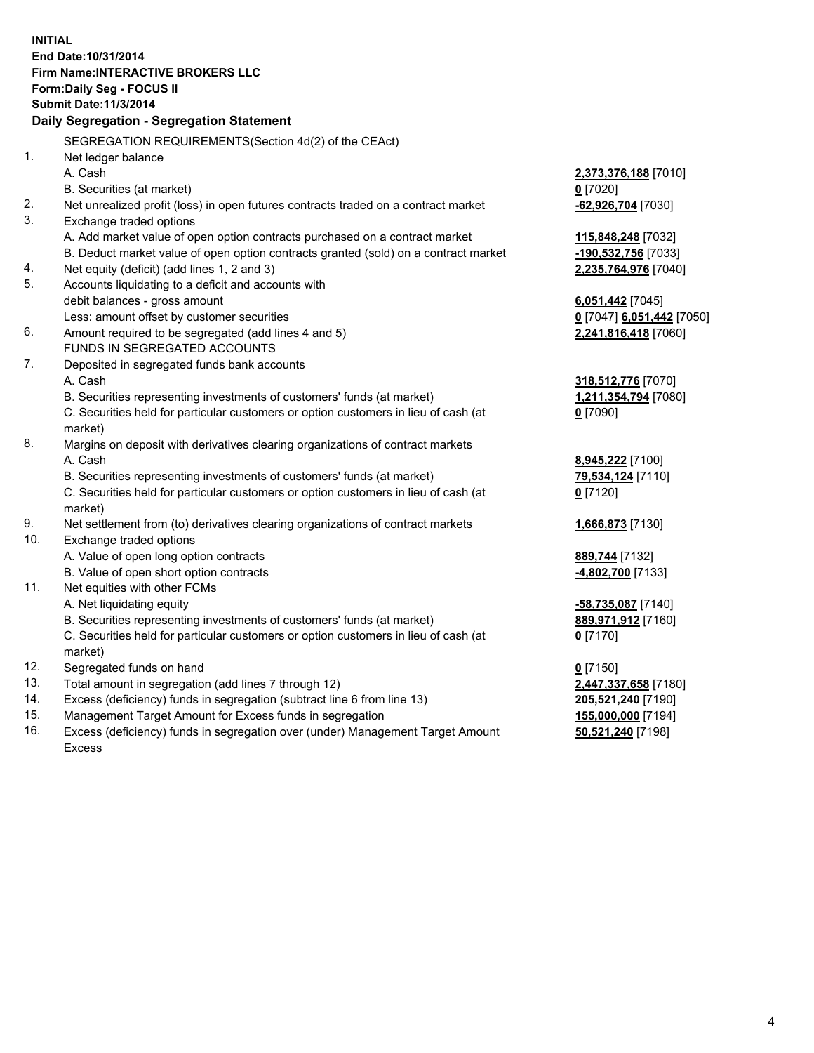**INITIAL**
**End Date:10/31/2014**
**Firm Name:INTERACTIVE BROKERS LLC**
**Form:Daily Seg - FOCUS II**
**Submit Date:11/3/2014**

## Daily Segregation - Segregation Statement

SEGREGATION REQUIREMENTS(Section 4d(2) of the CEAct)

| | | |
|---|---|---|
| 1. | Net ledger balance | |
| | A. Cash | **2,373,376,188** [7010] |
| | B. Securities (at market) | **0** [7020] |
| 2. | Net unrealized profit (loss) in open futures contracts traded on a contract market | **-62,926,704** [7030] |
| 3. | Exchange traded options | |
| | A. Add market value of open option contracts purchased on a contract market | **115,848,248** [7032] |
| | B. Deduct market value of open option contracts granted (sold) on a contract market | **-190,532,756** [7033] |
| 4. | Net equity (deficit) (add lines 1, 2 and 3) | **2,235,764,976** [7040] |
| 5. | Accounts liquidating to a deficit and accounts with debit balances - gross amount | **6,051,442** [7045] |
| | Less: amount offset by customer securities | **0** [7047] **6,051,442** [7050] |
| 6. | Amount required to be segregated (add lines 4 and 5) | **2,241,816,418** [7060] |
| | FUNDS IN SEGREGATED ACCOUNTS | |
| 7. | Deposited in segregated funds bank accounts | |
| | A. Cash | **318,512,776** [7070] |
| | B. Securities representing investments of customers' funds (at market) | **1,211,354,794** [7080] |
| | C. Securities held for particular customers or option customers in lieu of cash (at market) | **0** [7090] |
| 8. | Margins on deposit with derivatives clearing organizations of contract markets | |
| | A. Cash | **8,945,222** [7100] |
| | B. Securities representing investments of customers' funds (at market) | **79,534,124** [7110] |
| | C. Securities held for particular customers or option customers in lieu of cash (at market) | **0** [7120] |
| 9. | Net settlement from (to) derivatives clearing organizations of contract markets | **1,666,873** [7130] |
| 10. | Exchange traded options | |
| | A. Value of open long option contracts | **889,744** [7132] |
| | B. Value of open short option contracts | **-4,802,700** [7133] |
| 11. | Net equities with other FCMs | |
| | A. Net liquidating equity | **-58,735,087** [7140] |
| | B. Securities representing investments of customers' funds (at market) | **889,971,912** [7160] |
| | C. Securities held for particular customers or option customers in lieu of cash (at market) | **0** [7170] |
| 12. | Segregated funds on hand | **0** [7150] |
| 13. | Total amount in segregation (add lines 7 through 12) | **2,447,337,658** [7180] |
| 14. | Excess (deficiency) funds in segregation (subtract line 6 from line 13) | **205,521,240** [7190] |
| 15. | Management Target Amount for Excess funds in segregation | **155,000,000** [7194] |
| 16. | Excess (deficiency) funds in segregation over (under) Management Target Amount Excess | **50,521,240** [7198] |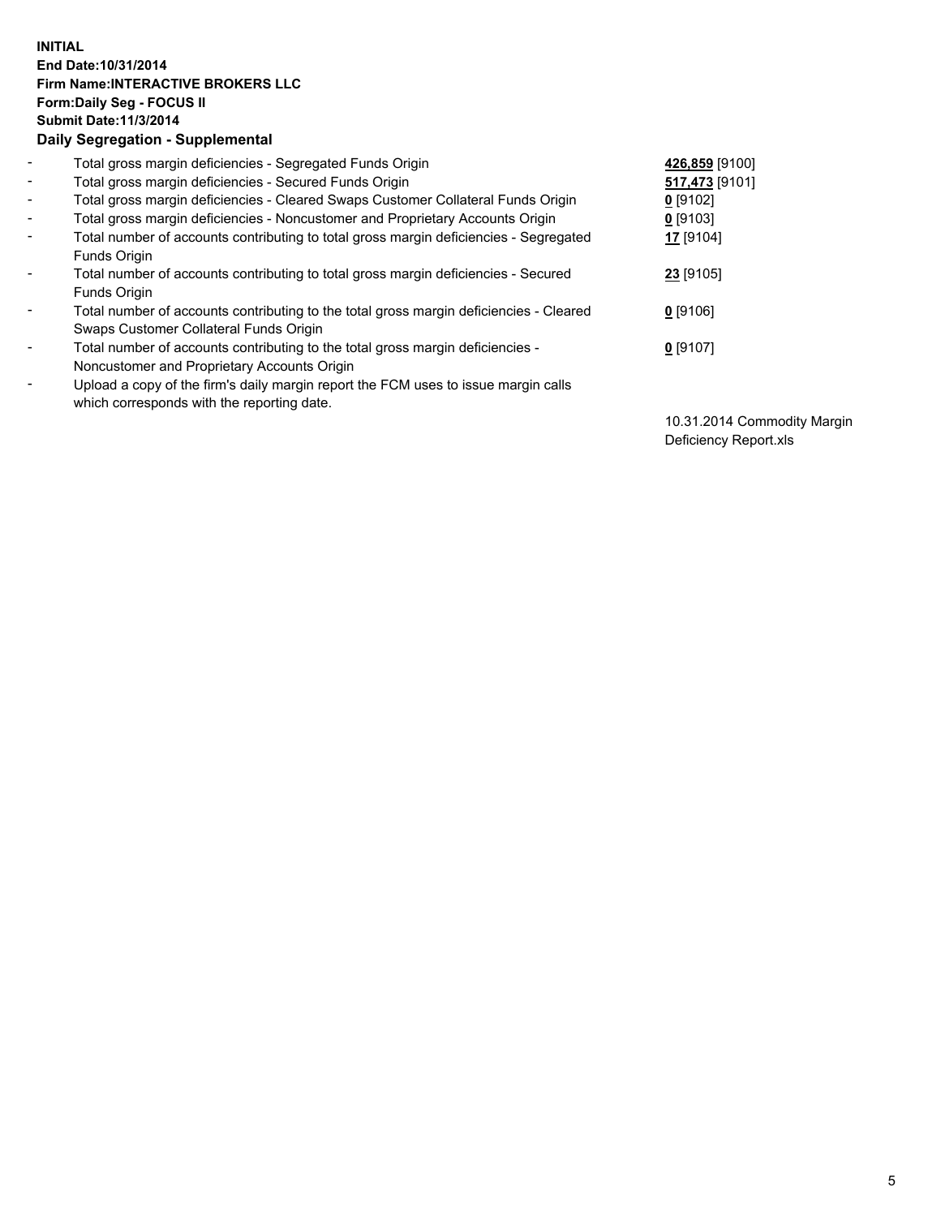**INITIAL**
**End Date:10/31/2014**
**Firm Name:INTERACTIVE BROKERS LLC**
**Form:Daily Seg - FOCUS II**
**Submit Date:11/3/2014**
**Daily Segregation - Supplemental**

| | | |
|---|---|---|
| - | Total gross margin deficiencies - Segregated Funds Origin | **426,859** [9100] |
| - | Total gross margin deficiencies - Secured Funds Origin | **517,473** [9101] |
| - | Total gross margin deficiencies - Cleared Swaps Customer Collateral Funds Origin | **0** [9102] |
| - | Total gross margin deficiencies - Noncustomer and Proprietary Accounts Origin | **0** [9103] |
| - | Total number of accounts contributing to total gross margin deficiencies - Segregated Funds Origin | **17** [9104] |
| - | Total number of accounts contributing to total gross margin deficiencies - Secured Funds Origin | **23** [9105] |
| - | Total number of accounts contributing to the total gross margin deficiencies - Cleared Swaps Customer Collateral Funds Origin | **0** [9106] |
| - | Total number of accounts contributing to the total gross margin deficiencies - Noncustomer and Proprietary Accounts Origin | **0** [9107] |
| - | Upload a copy of the firm's daily margin report the FCM uses to issue margin calls which corresponds with the reporting date. | 10.31.2014 Commodity Margin Deficiency Report.xls |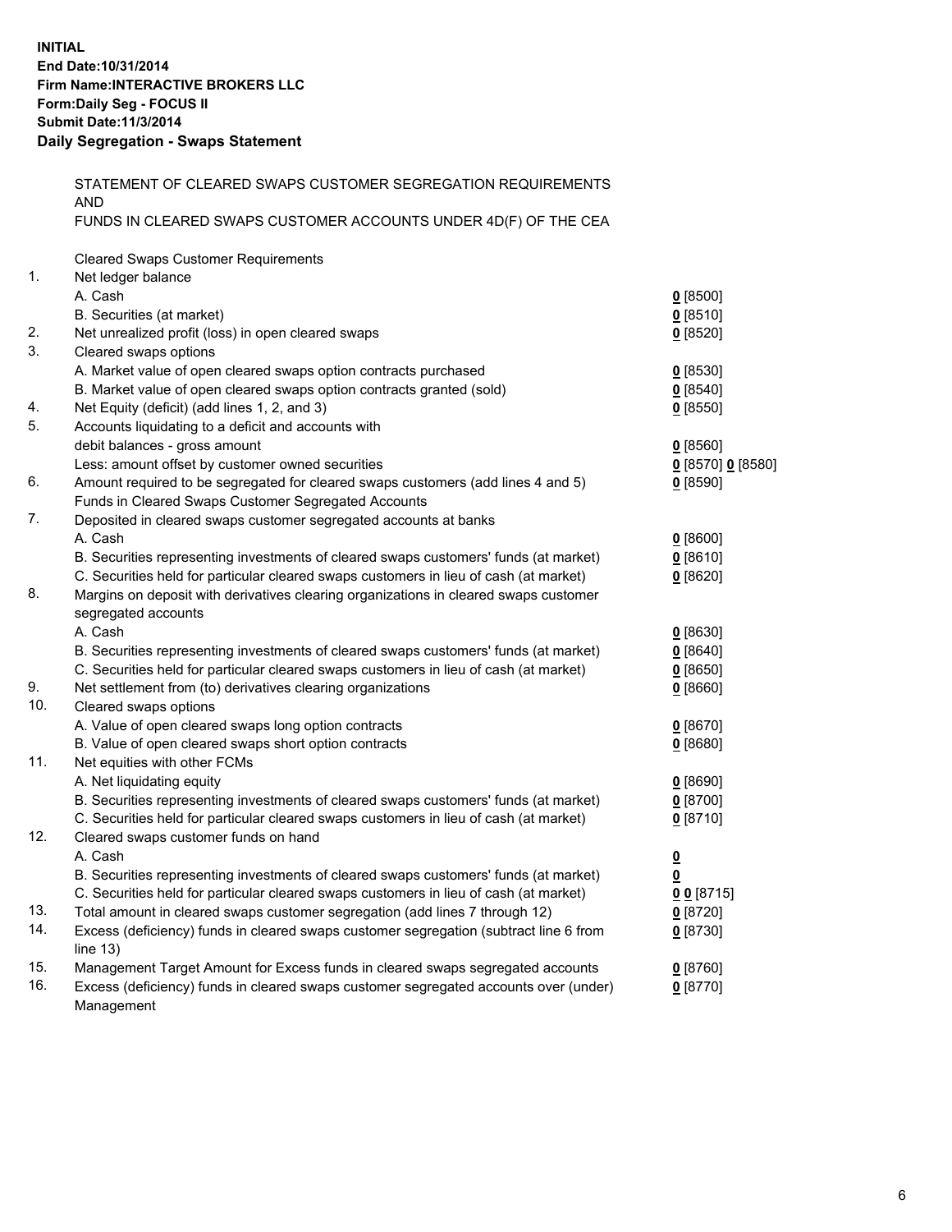**INITIAL**
**End Date:10/31/2014**
**Firm Name:INTERACTIVE BROKERS LLC**
**Form:Daily Seg - FOCUS II**
**Submit Date:11/3/2014**
**Daily Segregation - Swaps Statement**

STATEMENT OF CLEARED SWAPS CUSTOMER SEGREGATION REQUIREMENTS AND FUNDS IN CLEARED SWAPS CUSTOMER ACCOUNTS UNDER 4D(F) OF THE CEA

| | | |
|---|---|---|
| | Cleared Swaps Customer Requirements | |
| 1. | Net ledger balance | |
| | A. Cash | 0 [8500] |
| | B. Securities (at market) | 0 [8510] |
| 2. | Net unrealized profit (loss) in open cleared swaps | 0 [8520] |
| 3. | Cleared swaps options | |
| | A. Market value of open cleared swaps option contracts purchased | 0 [8530] |
| | B. Market value of open cleared swaps option contracts granted (sold) | 0 [8540] |
| 4. | Net Equity (deficit) (add lines 1, 2, and 3) | 0 [8550] |
| 5. | Accounts liquidating to a deficit and accounts with debit balances - gross amount | 0 [8560] |
| | Less: amount offset by customer owned securities | 0 [8570] 0 [8580] |
| 6. | Amount required to be segregated for cleared swaps customers (add lines 4 and 5) | 0 [8590] |
| | Funds in Cleared Swaps Customer Segregated Accounts | |
| 7. | Deposited in cleared swaps customer segregated accounts at banks | |
| | A. Cash | 0 [8600] |
| | B. Securities representing investments of cleared swaps customers' funds (at market) | 0 [8610] |
| | C. Securities held for particular cleared swaps customers in lieu of cash (at market) | 0 [8620] |
| 8. | Margins on deposit with derivatives clearing organizations in cleared swaps customer segregated accounts | |
| | A. Cash | 0 [8630] |
| | B. Securities representing investments of cleared swaps customers' funds (at market) | 0 [8640] |
| | C. Securities held for particular cleared swaps customers in lieu of cash (at market) | 0 [8650] |
| 9. | Net settlement from (to) derivatives clearing organizations | 0 [8660] |
| 10. | Cleared swaps options | |
| | A. Value of open cleared swaps long option contracts | 0 [8670] |
| | B. Value of open cleared swaps short option contracts | 0 [8680] |
| 11. | Net equities with other FCMs | |
| | A. Net liquidating equity | 0 [8690] |
| | B. Securities representing investments of cleared swaps customers' funds (at market) | 0 [8700] |
| | C. Securities held for particular cleared swaps customers in lieu of cash (at market) | 0 [8710] |
| 12. | Cleared swaps customer funds on hand | |
| | A. Cash | 0 |
| | B. Securities representing investments of cleared swaps customers' funds (at market) | 0 |
| | C. Securities held for particular cleared swaps customers in lieu of cash (at market) | 0 0 [8715] |
| 13. | Total amount in cleared swaps customer segregation (add lines 7 through 12) | 0 [8720] |
| 14. | Excess (deficiency) funds in cleared swaps customer segregation (subtract line 6 from line 13) | 0 [8730] |
| 15. | Management Target Amount for Excess funds in cleared swaps segregated accounts | 0 [8760] |
| 16. | Excess (deficiency) funds in cleared swaps customer segregated accounts over (under) Management | 0 [8770] |